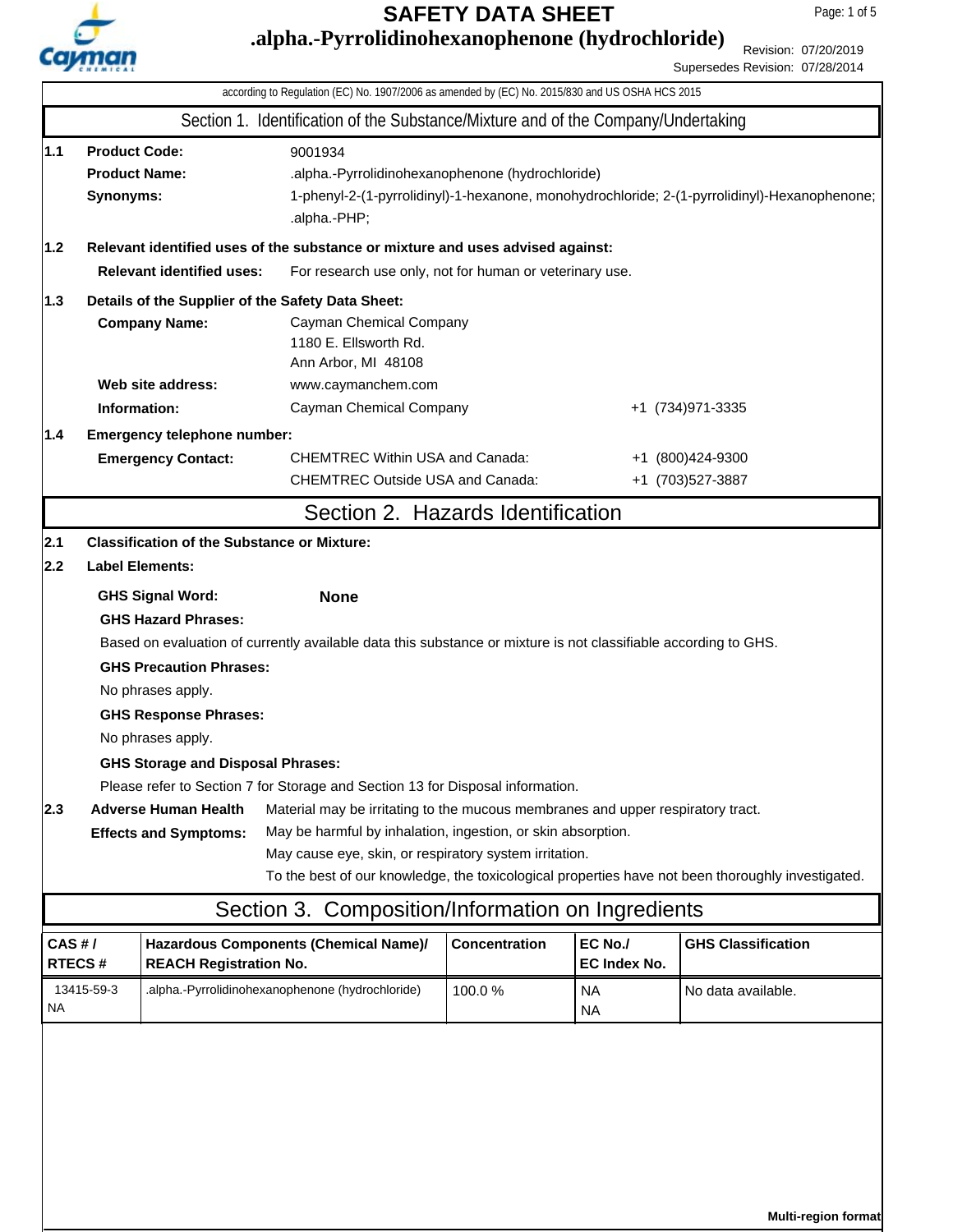# SAFETY DATA SHEET

# .alpha.-Pyrrolidinohexanophenone (hydrochloride)

Revision: 07/20/2019
Supersedes Revision: 07/28/2014

according to Regulation (EC) No. 1907/2006 as amended by (EC) No. 2015/830 and US OSHA HCS 2015

## Section 1. Identification of the Substance/Mixture and of the Company/Undertaking

**1.1**

**Product Code:** 9001934

**Product Name:** .alpha.-Pyrrolidinohexanophenone (hydrochloride)

**Synonyms:** 1-phenyl-2-(1-pyrrolidinyl)-1-hexanone, monohydrochloride; 2-(1-pyrrolidinyl)-Hexanophenone; .alpha.-PHP;

**1.2 Relevant identified uses of the substance or mixture and uses advised against:**

**Relevant identified uses:** For research use only, not for human or veterinary use.

**1.3 Details of the Supplier of the Safety Data Sheet:**

**Company Name:** Cayman Chemical Company
1180 E. Ellsworth Rd.
Ann Arbor, MI 48108

**Web site address:** www.caymanchem.com

**Information:** Cayman Chemical Company +1 (734)971-3335

**1.4 Emergency telephone number:**

**Emergency Contact:**
CHEMTREC Within USA and Canada: +1 (800)424-9300
CHEMTREC Outside USA and Canada: +1 (703)527-3887

## Section 2. Hazards Identification

**2.1 Classification of the Substance or Mixture:**

**2.2 Label Elements:**

**GHS Signal Word:** **None**

**GHS Hazard Phrases:**

Based on evaluation of currently available data this substance or mixture is not classifiable according to GHS.

**GHS Precaution Phrases:**

No phrases apply.

**GHS Response Phrases:**

No phrases apply.

**GHS Storage and Disposal Phrases:**

Please refer to Section 7 for Storage and Section 13 for Disposal information.

**2.3 Adverse Human Health Effects and Symptoms:**

Material may be irritating to the mucous membranes and upper respiratory tract.
May be harmful by inhalation, ingestion, or skin absorption.
May cause eye, skin, or respiratory system irritation.
To the best of our knowledge, the toxicological properties have not been thoroughly investigated.

## Section 3. Composition/Information on Ingredients

| CAS # / RTECS # | Hazardous Components (Chemical Name)/ REACH Registration No. | Concentration | EC No./ EC Index No. | GHS Classification |
|---|---|---|---|---|
| 13415-59-3<br>NA | .alpha.-Pyrrolidinohexanophenone (hydrochloride) | 100.0 % | NA<br>NA | No data available. |

**Multi-region format**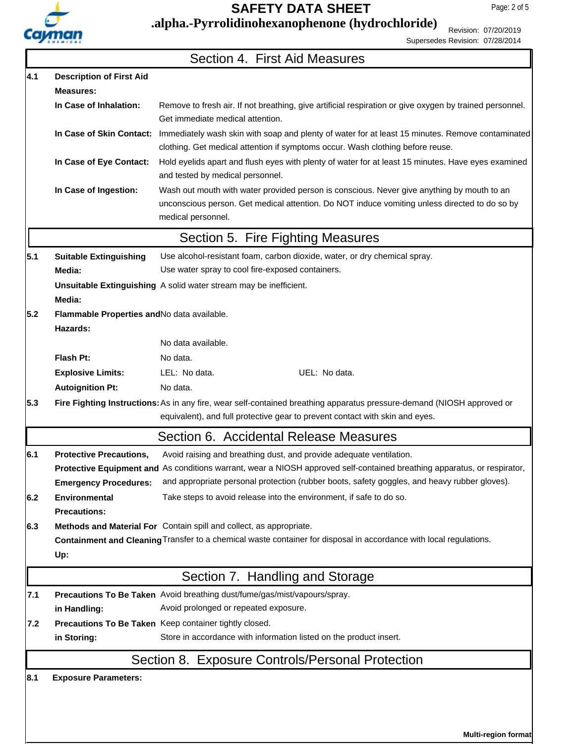## Section 4. First Aid Measures

**4.1 Description of First Aid Measures:**

**In Case of Inhalation:** Remove to fresh air. If not breathing, give artificial respiration or give oxygen by trained personnel. Get immediate medical attention.

**In Case of Skin Contact:** Immediately wash skin with soap and plenty of water for at least 15 minutes. Remove contaminated clothing. Get medical attention if symptoms occur. Wash clothing before reuse.

**In Case of Eye Contact:** Hold eyelids apart and flush eyes with plenty of water for at least 15 minutes. Have eyes examined and tested by medical personnel.

**In Case of Ingestion:** Wash out mouth with water provided person is conscious. Never give anything by mouth to an unconscious person. Get medical attention. Do NOT induce vomiting unless directed to do so by medical personnel.

## Section 5. Fire Fighting Measures

**5.1 Suitable Extinguishing Media:** Use alcohol-resistant foam, carbon dioxide, water, or dry chemical spray. Use water spray to cool fire-exposed containers.

**Unsuitable Extinguishing Media:** A solid water stream may be inefficient.

**5.2 Flammable Properties and Hazards:** No data available.

No data available.

**Flash Pt:** No data.

**Explosive Limits:** LEL: No data. UEL: No data.

**Autoignition Pt:** No data.

**5.3 Fire Fighting Instructions:** As in any fire, wear self-contained breathing apparatus pressure-demand (NIOSH approved or equivalent), and full protective gear to prevent contact with skin and eyes.

## Section 6. Accidental Release Measures

**6.1 Protective Precautions, Protective Equipment and Emergency Procedures:** Avoid raising and breathing dust, and provide adequate ventilation. As conditions warrant, wear a NIOSH approved self-contained breathing apparatus, or respirator, and appropriate personal protection (rubber boots, safety goggles, and heavy rubber gloves).

**6.2 Environmental Precautions:** Take steps to avoid release into the environment, if safe to do so.

**6.3 Methods and Material For Containment and Cleaning Up:** Contain spill and collect, as appropriate. Transfer to a chemical waste container for disposal in accordance with local regulations.

## Section 7. Handling and Storage

**7.1 Precautions To Be Taken in Handling:** Avoid breathing dust/fume/gas/mist/vapours/spray. Avoid prolonged or repeated exposure.

**7.2 Precautions To Be Taken in Storing:** Keep container tightly closed. Store in accordance with information listed on the product insert.

## Section 8. Exposure Controls/Personal Protection

**8.1 Exposure Parameters:**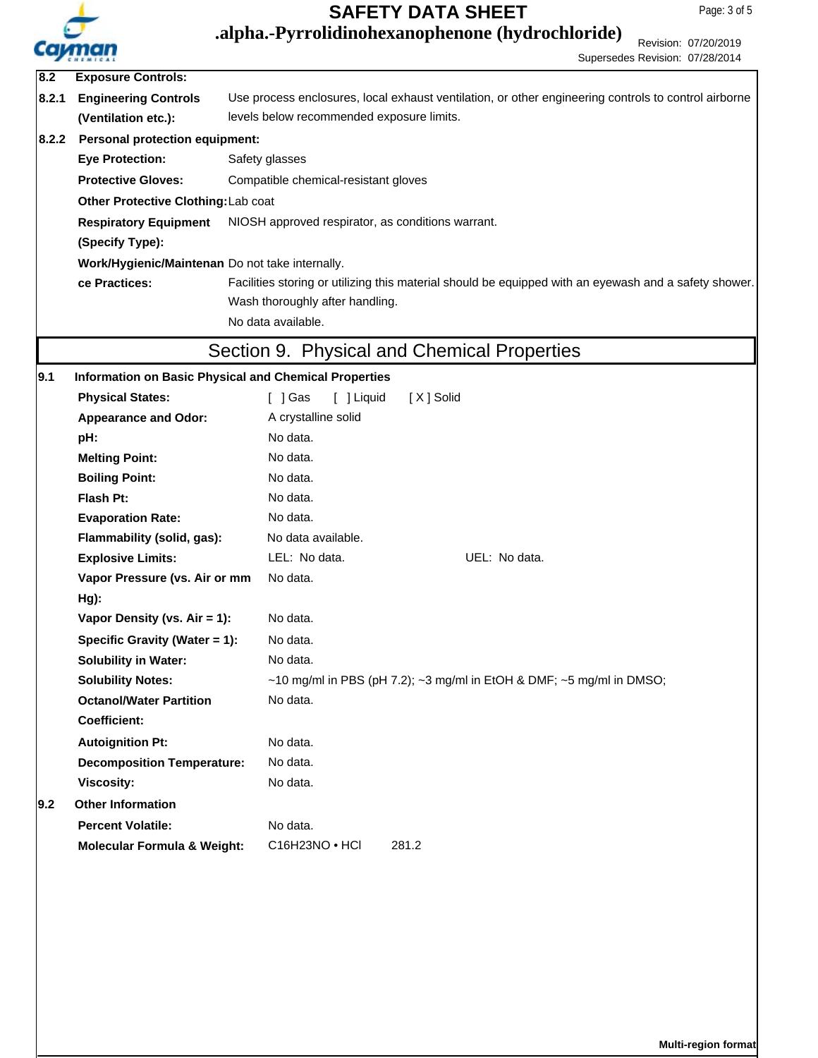**8.2 Exposure Controls:**

**8.2.1 Engineering Controls (Ventilation etc.):** Use process enclosures, local exhaust ventilation, or other engineering controls to control airborne levels below recommended exposure limits.

**8.2.2 Personal protection equipment:**

| | |
|---|---|
| **Eye Protection:** | Safety glasses |
| **Protective Gloves:** | Compatible chemical-resistant gloves |
| **Other Protective Clothing:** | Lab coat |
| **Respiratory Equipment (Specify Type):** | NIOSH approved respirator, as conditions warrant. |
| **Work/Hygienic/Maintenance Practices:** | Do not take internally.<br>Facilities storing or utilizing this material should be equipped with an eyewash and a safety shower.<br>Wash thoroughly after handling.<br>No data available. |

## Section 9. Physical and Chemical Properties

**9.1 Information on Basic Physical and Chemical Properties**

| | |
|---|---|
| **Physical States:** | [ ] Gas [ ] Liquid [ X ] Solid |
| **Appearance and Odor:** | A crystalline solid |
| **pH:** | No data. |
| **Melting Point:** | No data. |
| **Boiling Point:** | No data. |
| **Flash Pt:** | No data. |
| **Evaporation Rate:** | No data. |
| **Flammability (solid, gas):** | No data available. |
| **Explosive Limits:** | LEL: No data. UEL: No data. |
| **Vapor Pressure (vs. Air or mm Hg):** | No data. |
| **Vapor Density (vs. Air = 1):** | No data. |
| **Specific Gravity (Water = 1):** | No data. |
| **Solubility in Water:** | No data. |
| **Solubility Notes:** | ~10 mg/ml in PBS (pH 7.2); ~3 mg/ml in EtOH & DMF; ~5 mg/ml in DMSO; |
| **Octanol/Water Partition Coefficient:** | No data. |
| **Autoignition Pt:** | No data. |
| **Decomposition Temperature:** | No data. |
| **Viscosity:** | No data. |

**9.2 Other Information**

| | |
|---|---|
| **Percent Volatile:** | No data. |
| **Molecular Formula & Weight:** | $C_{16}H_{23}NO \cdot HCl$ 281.2 |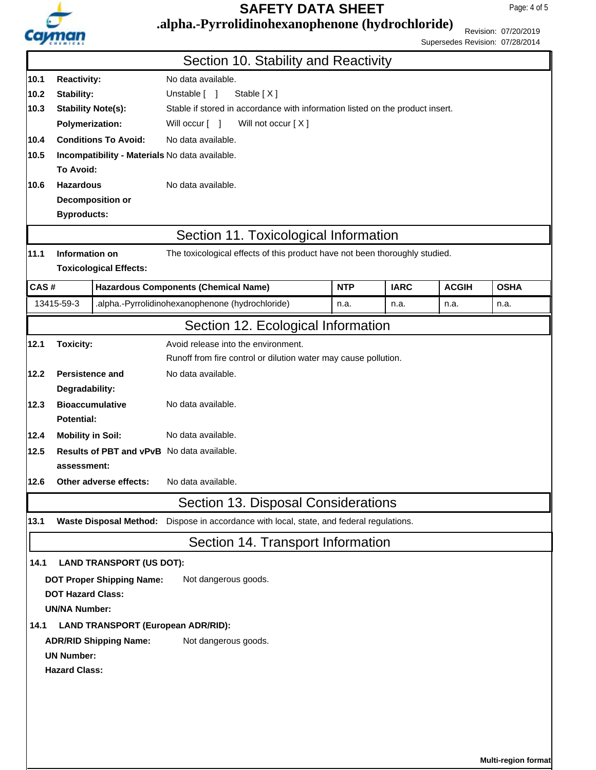## Section 10. Stability and Reactivity

**10.1 Reactivity:** No data available.

**10.2 Stability:** Unstable [ ] Stable [ X ]

**10.3 Stability Note(s):** Stable if stored in accordance with information listed on the product insert.

**Polymerization:** Will occur [ ] Will not occur [ X ]

**10.4 Conditions To Avoid:** No data available.

**10.5 Incompatibility - Materials To Avoid:** No data available.

**10.6 Hazardous Decomposition or Byproducts:** No data available.

## Section 11. Toxicological Information

**11.1 Information on Toxicological Effects:** The toxicological effects of this product have not been thoroughly studied.

| CAS # | Hazardous Components (Chemical Name) | NTP | IARC | ACGIH | OSHA |
|---|---|---|---|---|---|
| 13415-59-3 | .alpha.-Pyrrolidinohexanophenone (hydrochloride) | n.a. | n.a. | n.a. | n.a. |

## Section 12. Ecological Information

**12.1 Toxicity:** Avoid release into the environment.
Runoff from fire control or dilution water may cause pollution.

**12.2 Persistence and Degradability:** No data available.

**12.3 Bioaccumulative Potential:** No data available.

**12.4 Mobility in Soil:** No data available.

**12.5 Results of PBT and vPvB assessment:** No data available.

**12.6 Other adverse effects:** No data available.

## Section 13. Disposal Considerations

**13.1 Waste Disposal Method:** Dispose in accordance with local, state, and federal regulations.

## Section 14. Transport Information

**14.1 LAND TRANSPORT (US DOT):**

**DOT Proper Shipping Name:** Not dangerous goods.

**DOT Hazard Class:**

**UN/NA Number:**

**14.1 LAND TRANSPORT (European ADR/RID):**

**ADR/RID Shipping Name:** Not dangerous goods.

**UN Number:**

**Hazard Class:**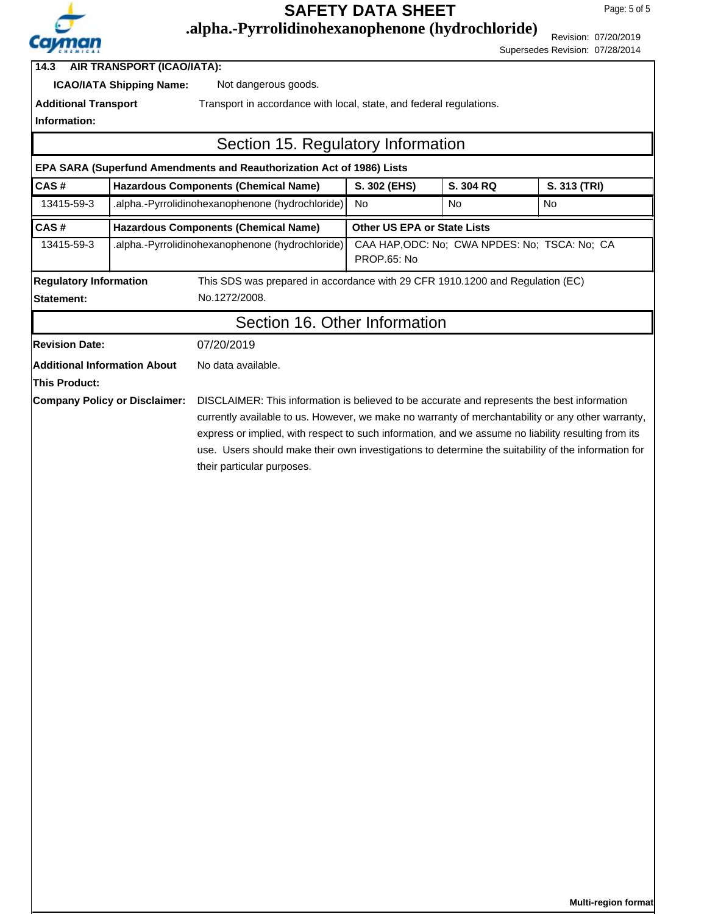**14.3 AIR TRANSPORT (ICAO/IATA):**

**ICAO/IATA Shipping Name:** Not dangerous goods.

**Additional Transport Information:** Transport in accordance with local, state, and federal regulations.

## Section 15. Regulatory Information

**EPA SARA (Superfund Amendments and Reauthorization Act of 1986) Lists**

| CAS # | Hazardous Components (Chemical Name) | S. 302 (EHS) | S. 304 RQ | S. 313 (TRI) |
|---|---|---|---|---|
| 13415-59-3 | .alpha.-Pyrrolidinohexanophenone (hydrochloride) | No | No | No |

| CAS # | Hazardous Components (Chemical Name) | Other US EPA or State Lists |
|---|---|---|
| 13415-59-3 | .alpha.-Pyrrolidinohexanophenone (hydrochloride) | CAA HAP,ODC: No; CWA NPDES: No; TSCA: No; CA PROP.65: No |

**Regulatory Information Statement:** This SDS was prepared in accordance with 29 CFR 1910.1200 and Regulation (EC) No.1272/2008.

## Section 16. Other Information

**Revision Date:** 07/20/2019

**Additional Information About This Product:** No data available.

**Company Policy or Disclaimer:** DISCLAIMER: This information is believed to be accurate and represents the best information currently available to us. However, we make no warranty of merchantability or any other warranty, express or implied, with respect to such information, and we assume no liability resulting from its use. Users should make their own investigations to determine the suitability of the information for their particular purposes.

**Multi-region format**